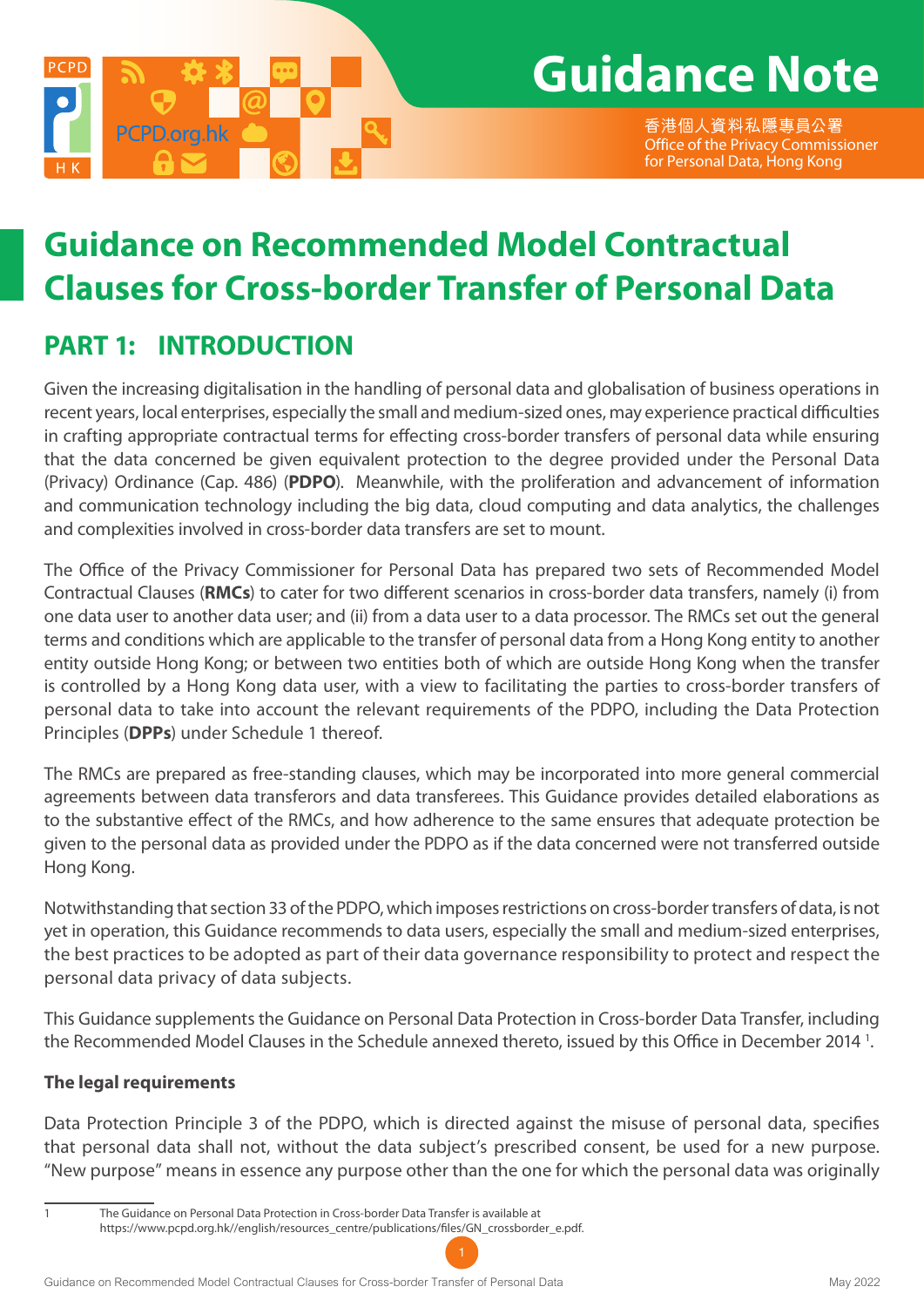# Guidance Note

香港個人資料私隱專員公署
Office of the Privacy Commissioner for Personal Data, Hong Kong

# Guidance on Recommended Model Contractual Clauses for Cross-border Transfer of Personal Data

## PART 1: INTRODUCTION

Given the increasing digitalisation in the handling of personal data and globalisation of business operations in recent years, local enterprises, especially the small and medium-sized ones, may experience practical difficulties in crafting appropriate contractual terms for effecting cross-border transfers of personal data while ensuring that the data concerned be given equivalent protection to the degree provided under the Personal Data (Privacy) Ordinance (Cap. 486) (**PDPO**). Meanwhile, with the proliferation and advancement of information and communication technology including the big data, cloud computing and data analytics, the challenges and complexities involved in cross-border data transfers are set to mount.

The Office of the Privacy Commissioner for Personal Data has prepared two sets of Recommended Model Contractual Clauses (**RMCs**) to cater for two different scenarios in cross-border data transfers, namely (i) from one data user to another data user; and (ii) from a data user to a data processor. The RMCs set out the general terms and conditions which are applicable to the transfer of personal data from a Hong Kong entity to another entity outside Hong Kong; or between two entities both of which are outside Hong Kong when the transfer is controlled by a Hong Kong data user, with a view to facilitating the parties to cross-border transfers of personal data to take into account the relevant requirements of the PDPO, including the Data Protection Principles (**DPPs**) under Schedule 1 thereof.

The RMCs are prepared as free-standing clauses, which may be incorporated into more general commercial agreements between data transferors and data transferees. This Guidance provides detailed elaborations as to the substantive effect of the RMCs, and how adherence to the same ensures that adequate protection be given to the personal data as provided under the PDPO as if the data concerned were not transferred outside Hong Kong.

Notwithstanding that section 33 of the PDPO, which imposes restrictions on cross-border transfers of data, is not yet in operation, this Guidance recommends to data users, especially the small and medium-sized enterprises, the best practices to be adopted as part of their data governance responsibility to protect and respect the personal data privacy of data subjects.

This Guidance supplements the Guidance on Personal Data Protection in Cross-border Data Transfer, including the Recommended Model Clauses in the Schedule annexed thereto, issued by this Office in December 2014 [1].

**The legal requirements**

Data Protection Principle 3 of the PDPO, which is directed against the misuse of personal data, specifies that personal data shall not, without the data subject's prescribed consent, be used for a new purpose. "New purpose" means in essence any purpose other than the one for which the personal data was originally

---

[1] The Guidance on Personal Data Protection in Cross-border Data Transfer is available at https://www.pcpd.org.hk//english/resources_centre/publications/files/GN_crossborder_e.pdf.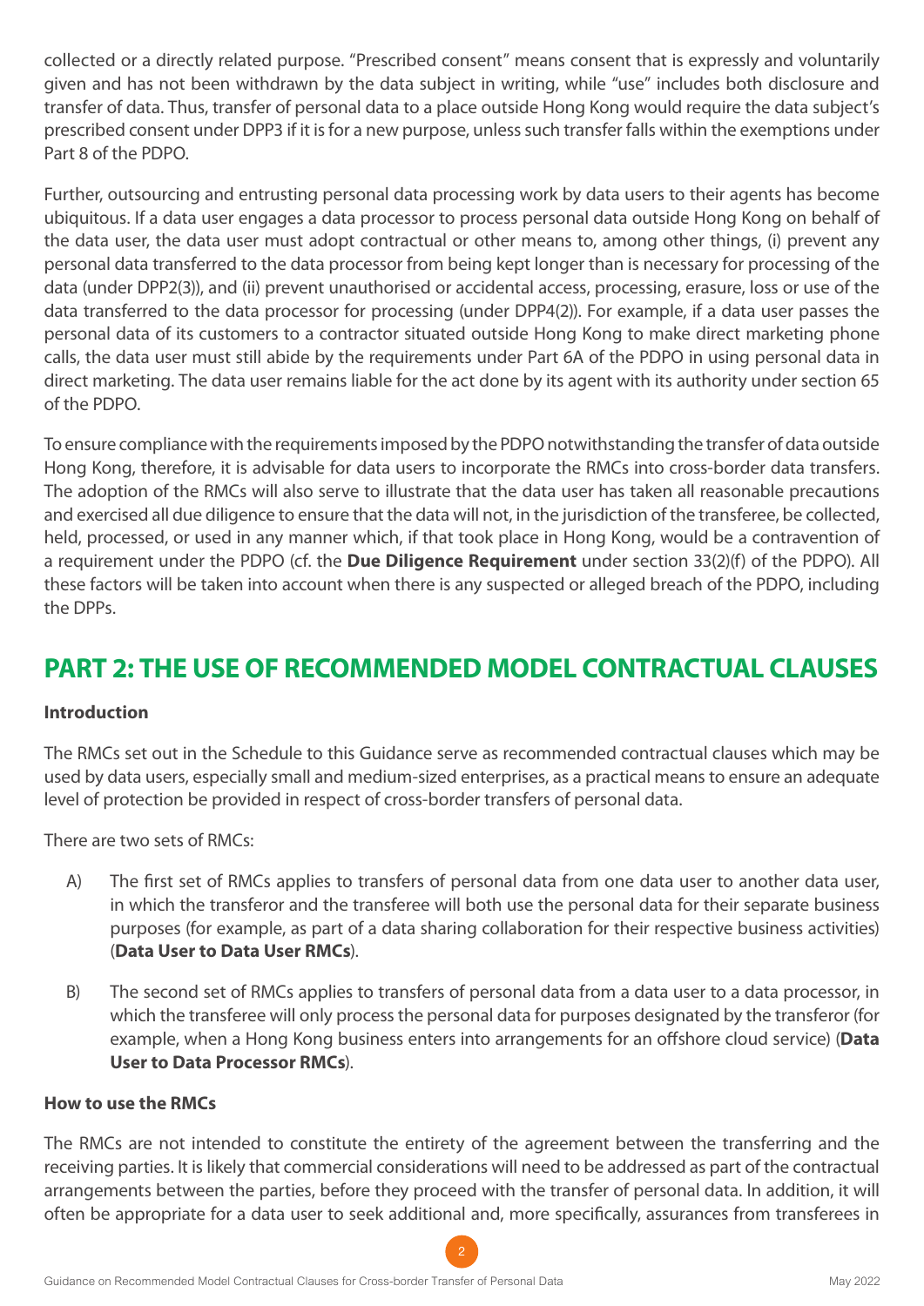collected or a directly related purpose. "Prescribed consent" means consent that is expressly and voluntarily given and has not been withdrawn by the data subject in writing, while "use" includes both disclosure and transfer of data. Thus, transfer of personal data to a place outside Hong Kong would require the data subject's prescribed consent under DPP3 if it is for a new purpose, unless such transfer falls within the exemptions under Part 8 of the PDPO.

Further, outsourcing and entrusting personal data processing work by data users to their agents has become ubiquitous. If a data user engages a data processor to process personal data outside Hong Kong on behalf of the data user, the data user must adopt contractual or other means to, among other things, (i) prevent any personal data transferred to the data processor from being kept longer than is necessary for processing of the data (under DPP2(3)), and (ii) prevent unauthorised or accidental access, processing, erasure, loss or use of the data transferred to the data processor for processing (under DPP4(2)). For example, if a data user passes the personal data of its customers to a contractor situated outside Hong Kong to make direct marketing phone calls, the data user must still abide by the requirements under Part 6A of the PDPO in using personal data in direct marketing. The data user remains liable for the act done by its agent with its authority under section 65 of the PDPO.

To ensure compliance with the requirements imposed by the PDPO notwithstanding the transfer of data outside Hong Kong, therefore, it is advisable for data users to incorporate the RMCs into cross-border data transfers. The adoption of the RMCs will also serve to illustrate that the data user has taken all reasonable precautions and exercised all due diligence to ensure that the data will not, in the jurisdiction of the transferee, be collected, held, processed, or used in any manner which, if that took place in Hong Kong, would be a contravention of a requirement under the PDPO (cf. the **Due Diligence Requirement** under section 33(2)(f) of the PDPO). All these factors will be taken into account when there is any suspected or alleged breach of the PDPO, including the DPPs.

## PART 2: THE USE OF RECOMMENDED MODEL CONTRACTUAL CLAUSES

**Introduction**

The RMCs set out in the Schedule to this Guidance serve as recommended contractual clauses which may be used by data users, especially small and medium-sized enterprises, as a practical means to ensure an adequate level of protection be provided in respect of cross-border transfers of personal data.

There are two sets of RMCs:

A) The first set of RMCs applies to transfers of personal data from one data user to another data user, in which the transferor and the transferee will both use the personal data for their separate business purposes (for example, as part of a data sharing collaboration for their respective business activities) (**Data User to Data User RMCs**).

B) The second set of RMCs applies to transfers of personal data from a data user to a data processor, in which the transferee will only process the personal data for purposes designated by the transferor (for example, when a Hong Kong business enters into arrangements for an offshore cloud service) (**Data User to Data Processor RMCs**).

**How to use the RMCs**

The RMCs are not intended to constitute the entirety of the agreement between the transferring and the receiving parties. It is likely that commercial considerations will need to be addressed as part of the contractual arrangements between the parties, before they proceed with the transfer of personal data. In addition, it will often be appropriate for a data user to seek additional and, more specifically, assurances from transferees in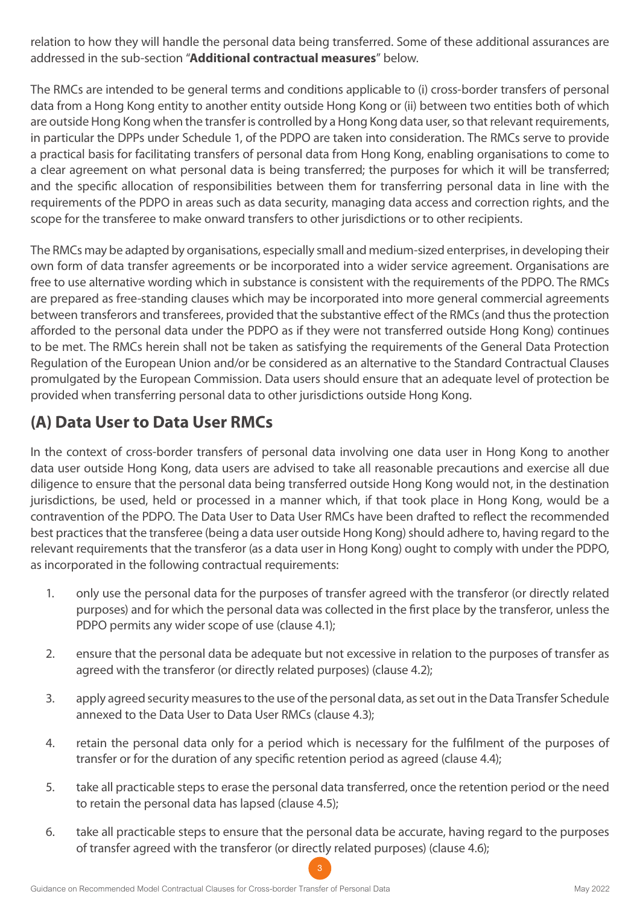relation to how they will handle the personal data being transferred. Some of these additional assurances are addressed in the sub-section "**Additional contractual measures**" below.

The RMCs are intended to be general terms and conditions applicable to (i) cross-border transfers of personal data from a Hong Kong entity to another entity outside Hong Kong or (ii) between two entities both of which are outside Hong Kong when the transfer is controlled by a Hong Kong data user, so that relevant requirements, in particular the DPPs under Schedule 1, of the PDPO are taken into consideration. The RMCs serve to provide a practical basis for facilitating transfers of personal data from Hong Kong, enabling organisations to come to a clear agreement on what personal data is being transferred; the purposes for which it will be transferred; and the specific allocation of responsibilities between them for transferring personal data in line with the requirements of the PDPO in areas such as data security, managing data access and correction rights, and the scope for the transferee to make onward transfers to other jurisdictions or to other recipients.

The RMCs may be adapted by organisations, especially small and medium-sized enterprises, in developing their own form of data transfer agreements or be incorporated into a wider service agreement. Organisations are free to use alternative wording which in substance is consistent with the requirements of the PDPO. The RMCs are prepared as free-standing clauses which may be incorporated into more general commercial agreements between transferors and transferees, provided that the substantive effect of the RMCs (and thus the protection afforded to the personal data under the PDPO as if they were not transferred outside Hong Kong) continues to be met. The RMCs herein shall not be taken as satisfying the requirements of the General Data Protection Regulation of the European Union and/or be considered as an alternative to the Standard Contractual Clauses promulgated by the European Commission. Data users should ensure that an adequate level of protection be provided when transferring personal data to other jurisdictions outside Hong Kong.

## (A) Data User to Data User RMCs

In the context of cross-border transfers of personal data involving one data user in Hong Kong to another data user outside Hong Kong, data users are advised to take all reasonable precautions and exercise all due diligence to ensure that the personal data being transferred outside Hong Kong would not, in the destination jurisdictions, be used, held or processed in a manner which, if that took place in Hong Kong, would be a contravention of the PDPO. The Data User to Data User RMCs have been drafted to reflect the recommended best practices that the transferee (being a data user outside Hong Kong) should adhere to, having regard to the relevant requirements that the transferor (as a data user in Hong Kong) ought to comply with under the PDPO, as incorporated in the following contractual requirements:

1. only use the personal data for the purposes of transfer agreed with the transferor (or directly related purposes) and for which the personal data was collected in the first place by the transferor, unless the PDPO permits any wider scope of use (clause 4.1);

2. ensure that the personal data be adequate but not excessive in relation to the purposes of transfer as agreed with the transferor (or directly related purposes) (clause 4.2);

3. apply agreed security measures to the use of the personal data, as set out in the Data Transfer Schedule annexed to the Data User to Data User RMCs (clause 4.3);

4. retain the personal data only for a period which is necessary for the fulfilment of the purposes of transfer or for the duration of any specific retention period as agreed (clause 4.4);

5. take all practicable steps to erase the personal data transferred, once the retention period or the need to retain the personal data has lapsed (clause 4.5);

6. take all practicable steps to ensure that the personal data be accurate, having regard to the purposes of transfer agreed with the transferor (or directly related purposes) (clause 4.6);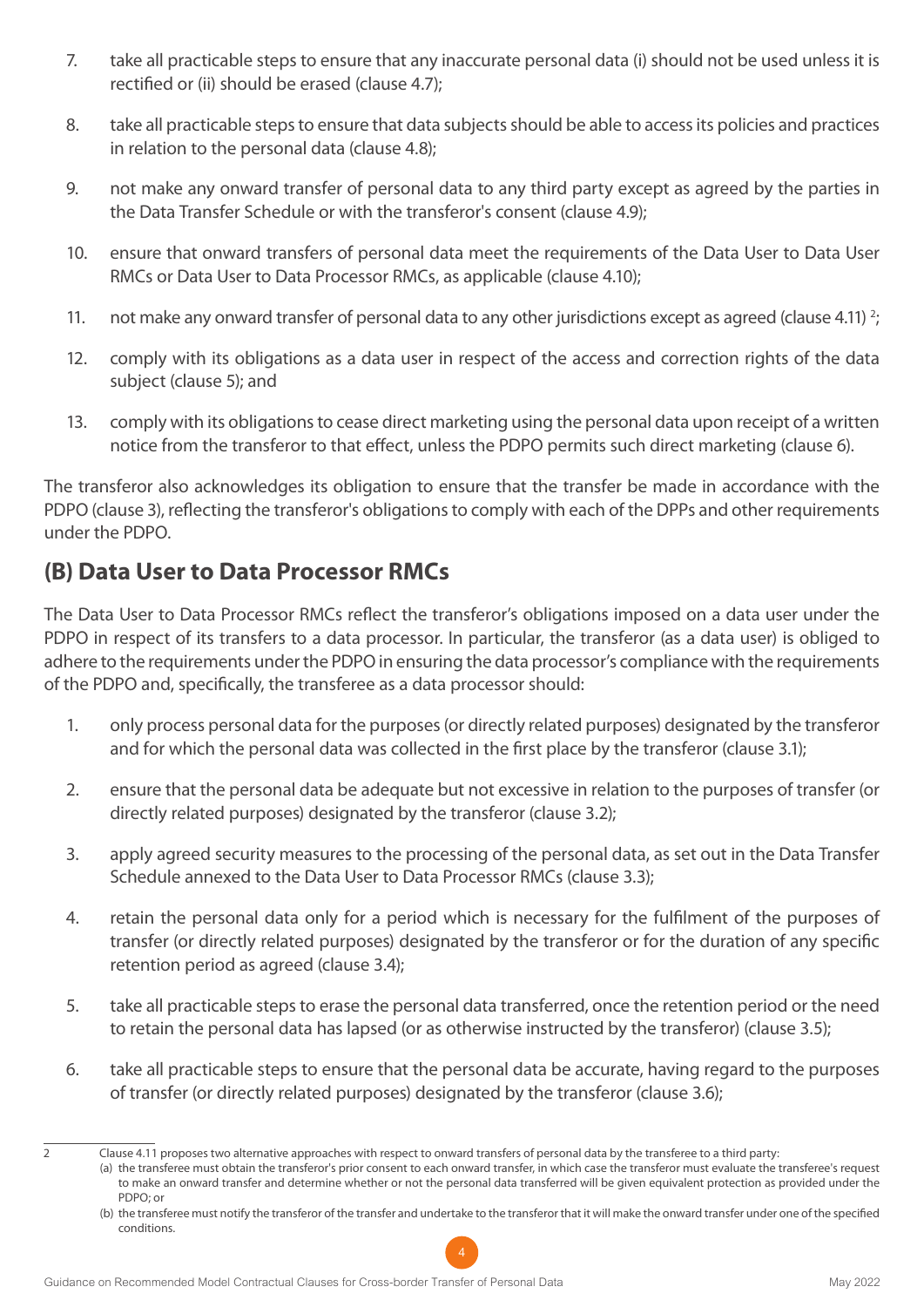7. take all practicable steps to ensure that any inaccurate personal data (i) should not be used unless it is rectified or (ii) should be erased (clause 4.7);

8. take all practicable steps to ensure that data subjects should be able to access its policies and practices in relation to the personal data (clause 4.8);

9. not make any onward transfer of personal data to any third party except as agreed by the parties in the Data Transfer Schedule or with the transferor's consent (clause 4.9);

10. ensure that onward transfers of personal data meet the requirements of the Data User to Data User RMCs or Data User to Data Processor RMCs, as applicable (clause 4.10);

11. not make any onward transfer of personal data to any other jurisdictions except as agreed (clause 4.11) [2];

12. comply with its obligations as a data user in respect of the access and correction rights of the data subject (clause 5); and

13. comply with its obligations to cease direct marketing using the personal data upon receipt of a written notice from the transferor to that effect, unless the PDPO permits such direct marketing (clause 6).

The transferor also acknowledges its obligation to ensure that the transfer be made in accordance with the PDPO (clause 3), reflecting the transferor's obligations to comply with each of the DPPs and other requirements under the PDPO.

## (B) Data User to Data Processor RMCs

The Data User to Data Processor RMCs reflect the transferor's obligations imposed on a data user under the PDPO in respect of its transfers to a data processor. In particular, the transferor (as a data user) is obliged to adhere to the requirements under the PDPO in ensuring the data processor's compliance with the requirements of the PDPO and, specifically, the transferee as a data processor should:

1. only process personal data for the purposes (or directly related purposes) designated by the transferor and for which the personal data was collected in the first place by the transferor (clause 3.1);

2. ensure that the personal data be adequate but not excessive in relation to the purposes of transfer (or directly related purposes) designated by the transferor (clause 3.2);

3. apply agreed security measures to the processing of the personal data, as set out in the Data Transfer Schedule annexed to the Data User to Data Processor RMCs (clause 3.3);

4. retain the personal data only for a period which is necessary for the fulfilment of the purposes of transfer (or directly related purposes) designated by the transferor or for the duration of any specific retention period as agreed (clause 3.4);

5. take all practicable steps to erase the personal data transferred, once the retention period or the need to retain the personal data has lapsed (or as otherwise instructed by the transferor) (clause 3.5);

6. take all practicable steps to ensure that the personal data be accurate, having regard to the purposes of transfer (or directly related purposes) designated by the transferor (clause 3.6);

---

[2] Clause 4.11 proposes two alternative approaches with respect to onward transfers of personal data by the transferee to a third party:
(a) the transferee must obtain the transferor's prior consent to each onward transfer, in which case the transferor must evaluate the transferee's request to make an onward transfer and determine whether or not the personal data transferred will be given equivalent protection as provided under the PDPO; or
(b) the transferee must notify the transferor of the transfer and undertake to the transferor that it will make the onward transfer under one of the specified conditions.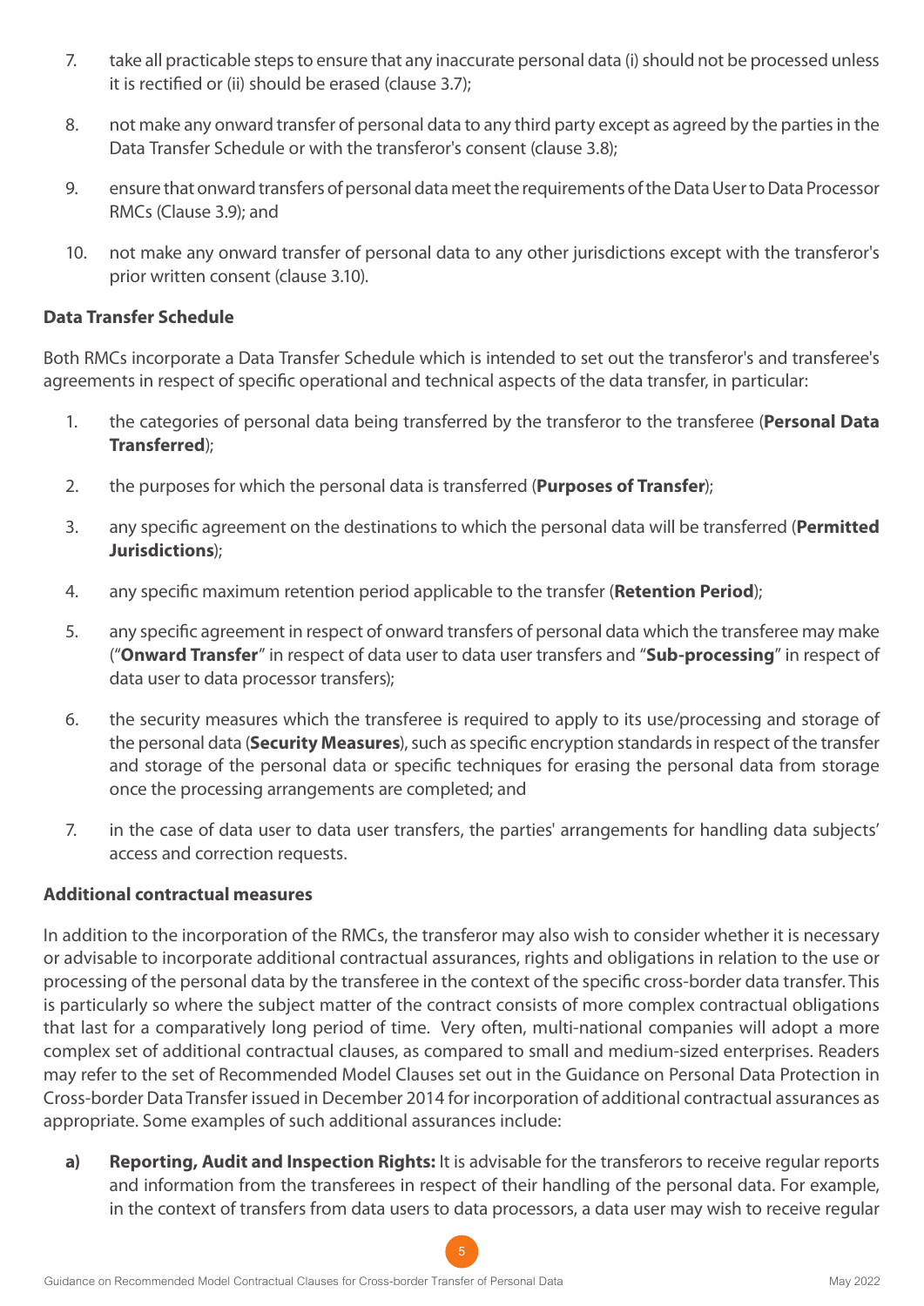7. take all practicable steps to ensure that any inaccurate personal data (i) should not be processed unless it is rectified or (ii) should be erased (clause 3.7);

8. not make any onward transfer of personal data to any third party except as agreed by the parties in the Data Transfer Schedule or with the transferor's consent (clause 3.8);

9. ensure that onward transfers of personal data meet the requirements of the Data User to Data Processor RMCs (Clause 3.9); and

10. not make any onward transfer of personal data to any other jurisdictions except with the transferor's prior written consent (clause 3.10).

**Data Transfer Schedule**

Both RMCs incorporate a Data Transfer Schedule which is intended to set out the transferor's and transferee's agreements in respect of specific operational and technical aspects of the data transfer, in particular:

1. the categories of personal data being transferred by the transferor to the transferee (**Personal Data Transferred**);

2. the purposes for which the personal data is transferred (**Purposes of Transfer**);

3. any specific agreement on the destinations to which the personal data will be transferred (**Permitted Jurisdictions**);

4. any specific maximum retention period applicable to the transfer (**Retention Period**);

5. any specific agreement in respect of onward transfers of personal data which the transferee may make ("**Onward Transfer**" in respect of data user to data user transfers and "**Sub-processing**" in respect of data user to data processor transfers);

6. the security measures which the transferee is required to apply to its use/processing and storage of the personal data (**Security Measures**), such as specific encryption standards in respect of the transfer and storage of the personal data or specific techniques for erasing the personal data from storage once the processing arrangements are completed; and

7. in the case of data user to data user transfers, the parties' arrangements for handling data subjects' access and correction requests.

**Additional contractual measures**

In addition to the incorporation of the RMCs, the transferor may also wish to consider whether it is necessary or advisable to incorporate additional contractual assurances, rights and obligations in relation to the use or processing of the personal data by the transferee in the context of the specific cross-border data transfer. This is particularly so where the subject matter of the contract consists of more complex contractual obligations that last for a comparatively long period of time. Very often, multi-national companies will adopt a more complex set of additional contractual clauses, as compared to small and medium-sized enterprises. Readers may refer to the set of Recommended Model Clauses set out in the Guidance on Personal Data Protection in Cross-border Data Transfer issued in December 2014 for incorporation of additional contractual assurances as appropriate. Some examples of such additional assurances include:

**a) Reporting, Audit and Inspection Rights:** It is advisable for the transferors to receive regular reports and information from the transferees in respect of their handling of the personal data. For example, in the context of transfers from data users to data processors, a data user may wish to receive regular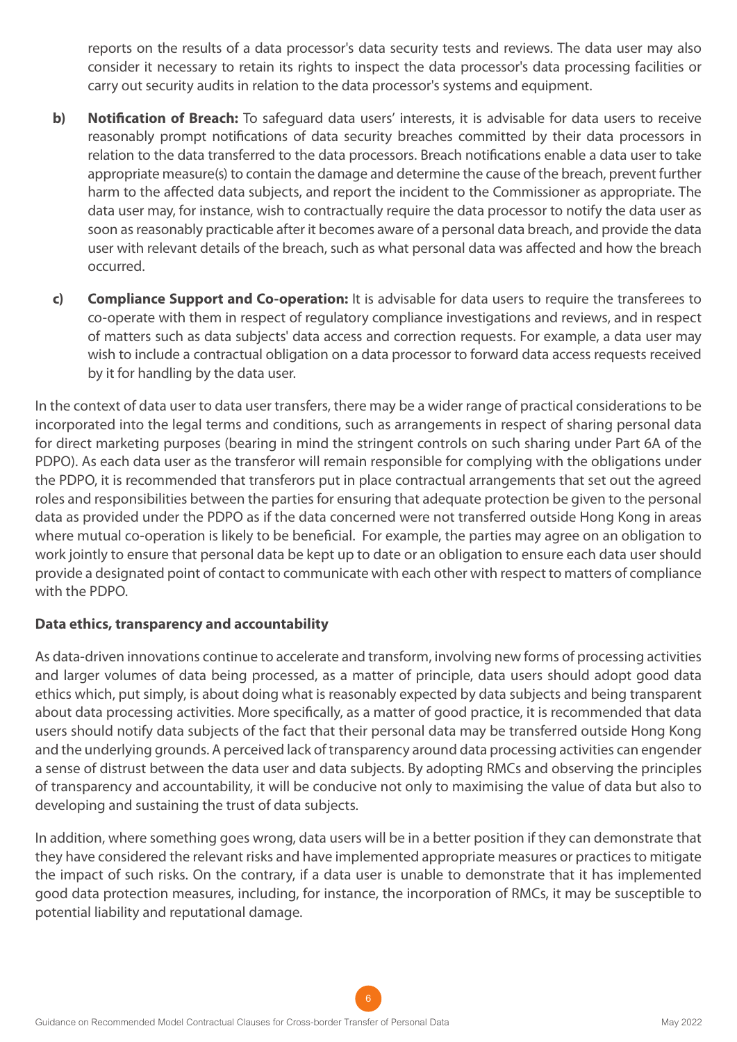reports on the results of a data processor's data security tests and reviews. The data user may also consider it necessary to retain its rights to inspect the data processor's data processing facilities or carry out security audits in relation to the data processor's systems and equipment.

b) **Notification of Breach:** To safeguard data users' interests, it is advisable for data users to receive reasonably prompt notifications of data security breaches committed by their data processors in relation to the data transferred to the data processors. Breach notifications enable a data user to take appropriate measure(s) to contain the damage and determine the cause of the breach, prevent further harm to the affected data subjects, and report the incident to the Commissioner as appropriate. The data user may, for instance, wish to contractually require the data processor to notify the data user as soon as reasonably practicable after it becomes aware of a personal data breach, and provide the data user with relevant details of the breach, such as what personal data was affected and how the breach occurred.

c) **Compliance Support and Co-operation:** It is advisable for data users to require the transferees to co-operate with them in respect of regulatory compliance investigations and reviews, and in respect of matters such as data subjects' data access and correction requests. For example, a data user may wish to include a contractual obligation on a data processor to forward data access requests received by it for handling by the data user.

In the context of data user to data user transfers, there may be a wider range of practical considerations to be incorporated into the legal terms and conditions, such as arrangements in respect of sharing personal data for direct marketing purposes (bearing in mind the stringent controls on such sharing under Part 6A of the PDPO). As each data user as the transferor will remain responsible for complying with the obligations under the PDPO, it is recommended that transferors put in place contractual arrangements that set out the agreed roles and responsibilities between the parties for ensuring that adequate protection be given to the personal data as provided under the PDPO as if the data concerned were not transferred outside Hong Kong in areas where mutual co-operation is likely to be beneficial. For example, the parties may agree on an obligation to work jointly to ensure that personal data be kept up to date or an obligation to ensure each data user should provide a designated point of contact to communicate with each other with respect to matters of compliance with the PDPO.

**Data ethics, transparency and accountability**

As data-driven innovations continue to accelerate and transform, involving new forms of processing activities and larger volumes of data being processed, as a matter of principle, data users should adopt good data ethics which, put simply, is about doing what is reasonably expected by data subjects and being transparent about data processing activities. More specifically, as a matter of good practice, it is recommended that data users should notify data subjects of the fact that their personal data may be transferred outside Hong Kong and the underlying grounds. A perceived lack of transparency around data processing activities can engender a sense of distrust between the data user and data subjects. By adopting RMCs and observing the principles of transparency and accountability, it will be conducive not only to maximising the value of data but also to developing and sustaining the trust of data subjects.

In addition, where something goes wrong, data users will be in a better position if they can demonstrate that they have considered the relevant risks and have implemented appropriate measures or practices to mitigate the impact of such risks. On the contrary, if a data user is unable to demonstrate that it has implemented good data protection measures, including, for instance, the incorporation of RMCs, it may be susceptible to potential liability and reputational damage.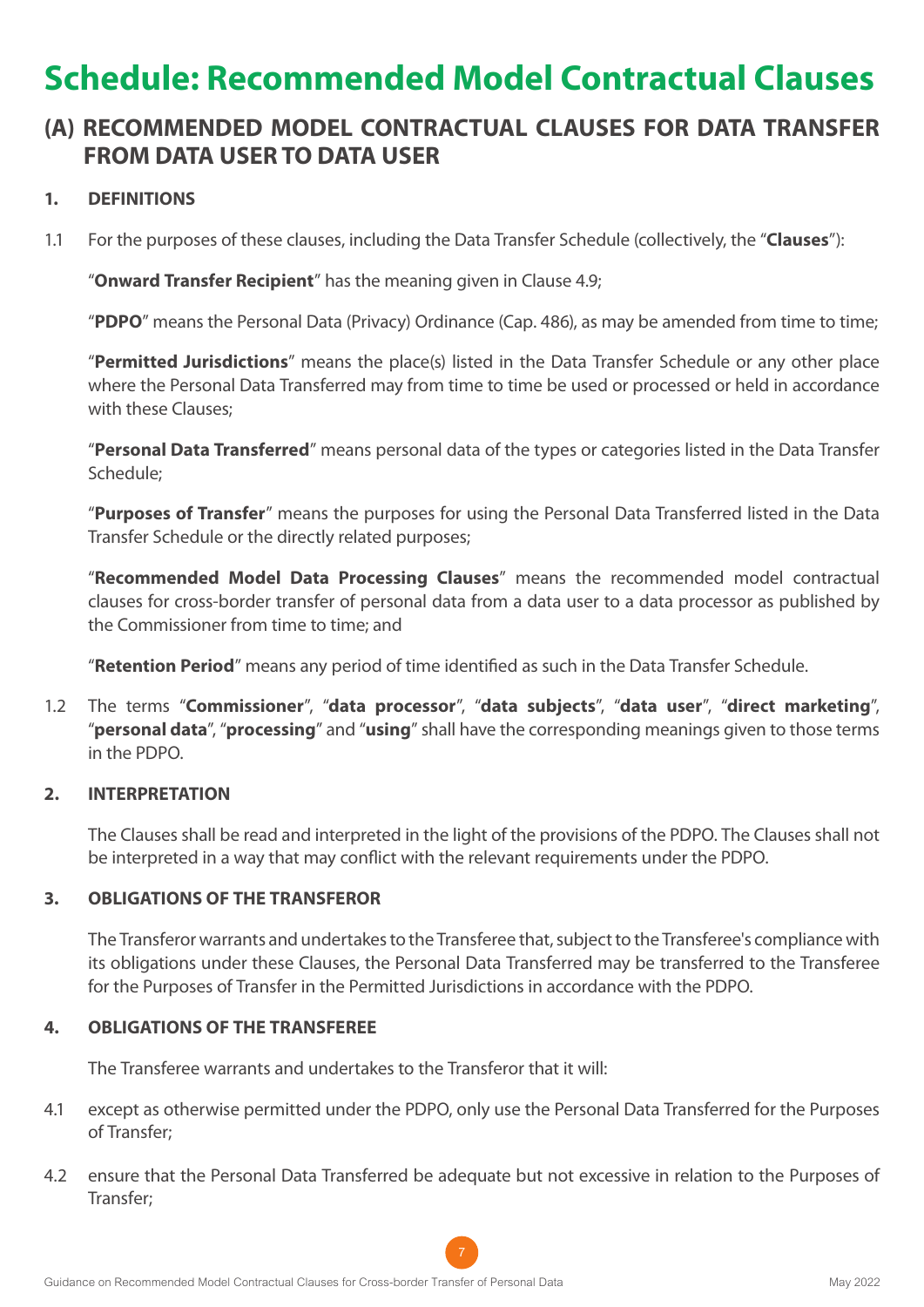# Schedule: Recommended Model Contractual Clauses

## (A) RECOMMENDED MODEL CONTRACTUAL CLAUSES FOR DATA TRANSFER FROM DATA USER TO DATA USER

### 1. DEFINITIONS

1.1 For the purposes of these clauses, including the Data Transfer Schedule (collectively, the "**Clauses**"):

"**Onward Transfer Recipient**" has the meaning given in Clause 4.9;

"**PDPO**" means the Personal Data (Privacy) Ordinance (Cap. 486), as may be amended from time to time;

"**Permitted Jurisdictions**" means the place(s) listed in the Data Transfer Schedule or any other place where the Personal Data Transferred may from time to time be used or processed or held in accordance with these Clauses;

"**Personal Data Transferred**" means personal data of the types or categories listed in the Data Transfer Schedule;

"**Purposes of Transfer**" means the purposes for using the Personal Data Transferred listed in the Data Transfer Schedule or the directly related purposes;

"**Recommended Model Data Processing Clauses**" means the recommended model contractual clauses for cross-border transfer of personal data from a data user to a data processor as published by the Commissioner from time to time; and

"**Retention Period**" means any period of time identified as such in the Data Transfer Schedule.

1.2 The terms "**Commissioner**", "**data processor**", "**data subjects**", "**data user**", "**direct marketing**", "**personal data**", "**processing**" and "**using**" shall have the corresponding meanings given to those terms in the PDPO.

### 2. INTERPRETATION

The Clauses shall be read and interpreted in the light of the provisions of the PDPO. The Clauses shall not be interpreted in a way that may conflict with the relevant requirements under the PDPO.

### 3. OBLIGATIONS OF THE TRANSFEROR

The Transferor warrants and undertakes to the Transferee that, subject to the Transferee's compliance with its obligations under these Clauses, the Personal Data Transferred may be transferred to the Transferee for the Purposes of Transfer in the Permitted Jurisdictions in accordance with the PDPO.

### 4. OBLIGATIONS OF THE TRANSFEREE

The Transferee warrants and undertakes to the Transferor that it will:

4.1 except as otherwise permitted under the PDPO, only use the Personal Data Transferred for the Purposes of Transfer;

4.2 ensure that the Personal Data Transferred be adequate but not excessive in relation to the Purposes of Transfer;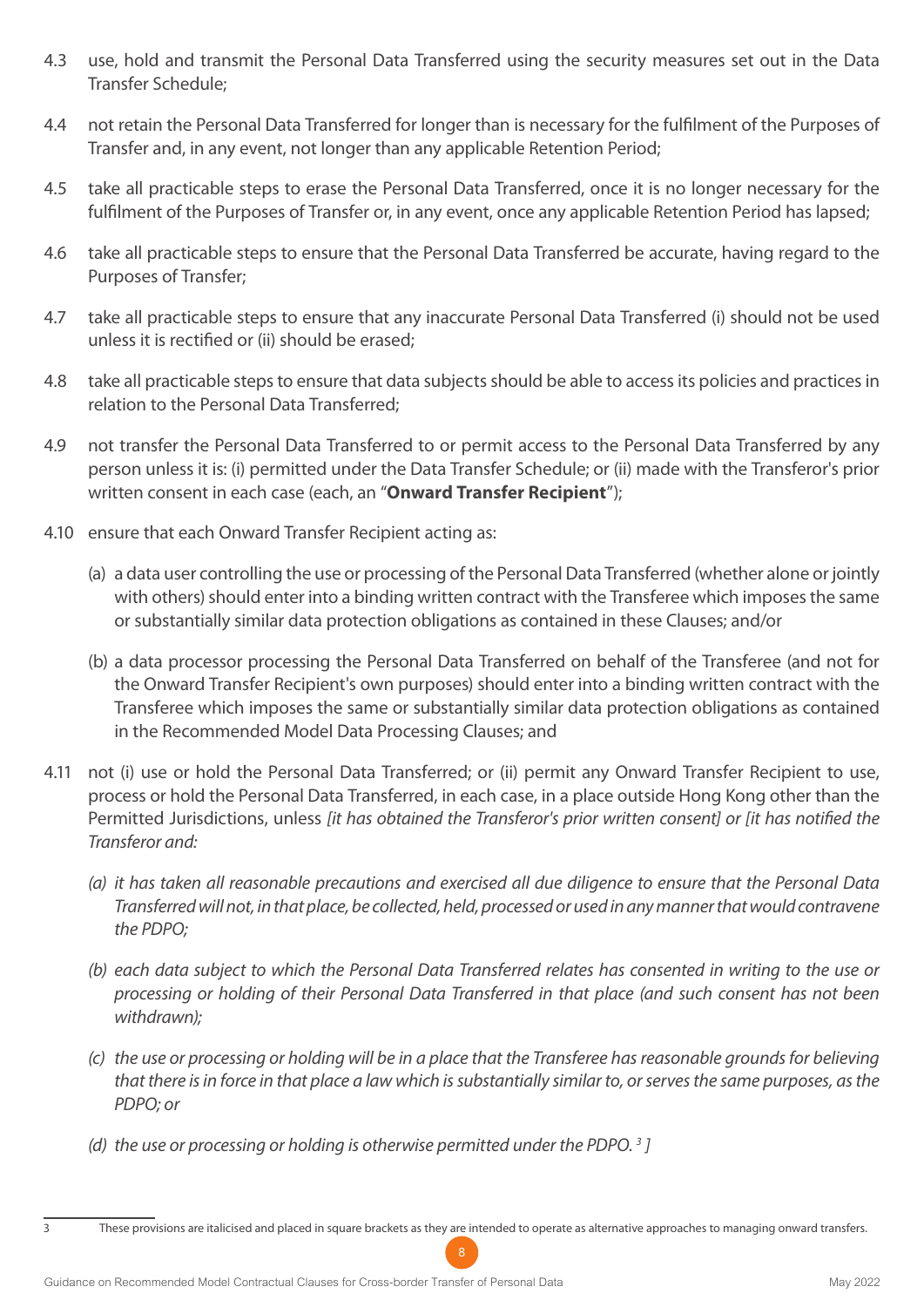4.3 use, hold and transmit the Personal Data Transferred using the security measures set out in the Data Transfer Schedule;

4.4 not retain the Personal Data Transferred for longer than is necessary for the fulfilment of the Purposes of Transfer and, in any event, not longer than any applicable Retention Period;

4.5 take all practicable steps to erase the Personal Data Transferred, once it is no longer necessary for the fulfilment of the Purposes of Transfer or, in any event, once any applicable Retention Period has lapsed;

4.6 take all practicable steps to ensure that the Personal Data Transferred be accurate, having regard to the Purposes of Transfer;

4.7 take all practicable steps to ensure that any inaccurate Personal Data Transferred (i) should not be used unless it is rectified or (ii) should be erased;

4.8 take all practicable steps to ensure that data subjects should be able to access its policies and practices in relation to the Personal Data Transferred;

4.9 not transfer the Personal Data Transferred to or permit access to the Personal Data Transferred by any person unless it is: (i) permitted under the Data Transfer Schedule; or (ii) made with the Transferor's prior written consent in each case (each, an "**Onward Transfer Recipient**");

4.10 ensure that each Onward Transfer Recipient acting as:

(a) a data user controlling the use or processing of the Personal Data Transferred (whether alone or jointly with others) should enter into a binding written contract with the Transferee which imposes the same or substantially similar data protection obligations as contained in these Clauses; and/or

(b) a data processor processing the Personal Data Transferred on behalf of the Transferee (and not for the Onward Transfer Recipient's own purposes) should enter into a binding written contract with the Transferee which imposes the same or substantially similar data protection obligations as contained in the Recommended Model Data Processing Clauses; and

4.11 not (i) use or hold the Personal Data Transferred; or (ii) permit any Onward Transfer Recipient to use, process or hold the Personal Data Transferred, in each case, in a place outside Hong Kong other than the Permitted Jurisdictions, unless *[it has obtained the Transferor's prior written consent] or [it has notified the Transferor and:*

*(a) it has taken all reasonable precautions and exercised all due diligence to ensure that the Personal Data Transferred will not, in that place, be collected, held, processed or used in any manner that would contravene the PDPO;*

*(b) each data subject to which the Personal Data Transferred relates has consented in writing to the use or processing or holding of their Personal Data Transferred in that place (and such consent has not been withdrawn);*

*(c) the use or processing or holding will be in a place that the Transferee has reasonable grounds for believing that there is in force in that place a law which is substantially similar to, or serves the same purposes, as the PDPO; or*

*(d) the use or processing or holding is otherwise permitted under the PDPO.* [3] *]*

---

3 These provisions are italicised and placed in square brackets as they are intended to operate as alternative approaches to managing onward transfers.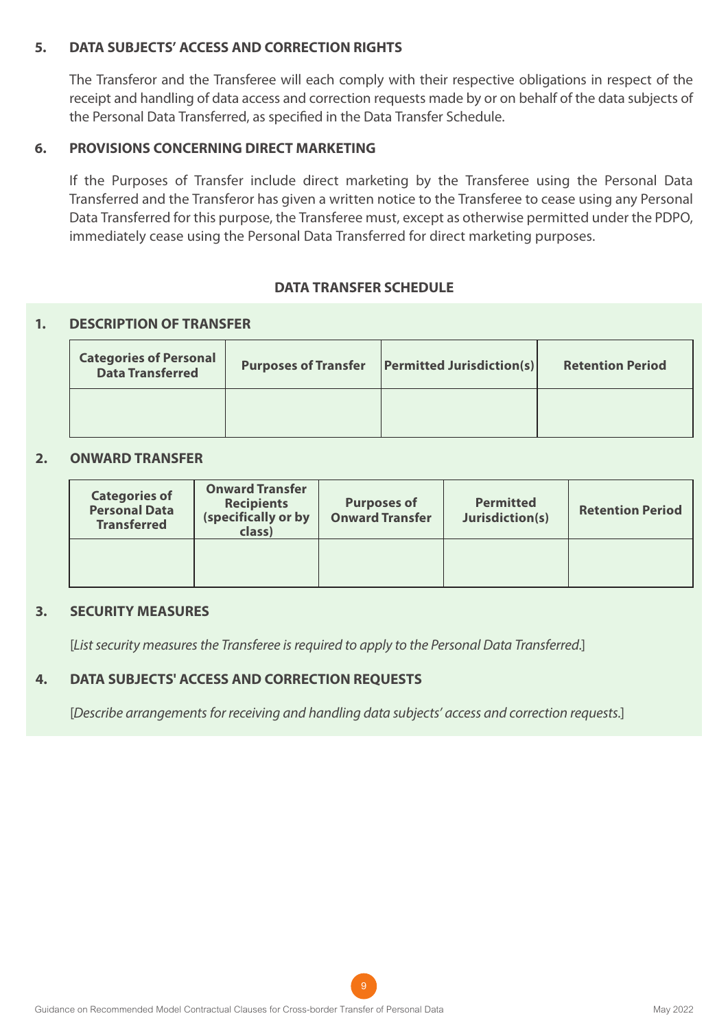### 5. DATA SUBJECTS' ACCESS AND CORRECTION RIGHTS

The Transferor and the Transferee will each comply with their respective obligations in respect of the receipt and handling of data access and correction requests made by or on behalf of the data subjects of the Personal Data Transferred, as specified in the Data Transfer Schedule.

### 6. PROVISIONS CONCERNING DIRECT MARKETING

If the Purposes of Transfer include direct marketing by the Transferee using the Personal Data Transferred and the Transferor has given a written notice to the Transferee to cease using any Personal Data Transferred for this purpose, the Transferee must, except as otherwise permitted under the PDPO, immediately cease using the Personal Data Transferred for direct marketing purposes.

## DATA TRANSFER SCHEDULE

### 1. DESCRIPTION OF TRANSFER

| Categories of Personal Data Transferred | Purposes of Transfer | Permitted Jurisdiction(s) | Retention Period |
|---|---|---|---|
| | | | |

### 2. ONWARD TRANSFER

| Categories of Personal Data Transferred | Onward Transfer Recipients (specifically or by class) | Purposes of Onward Transfer | Permitted Jurisdiction(s) | Retention Period |
|---|---|---|---|---|
| | | | | |

### 3. SECURITY MEASURES

[*List security measures the Transferee is required to apply to the Personal Data Transferred.*]

### 4. DATA SUBJECTS' ACCESS AND CORRECTION REQUESTS

[*Describe arrangements for receiving and handling data subjects' access and correction requests.*]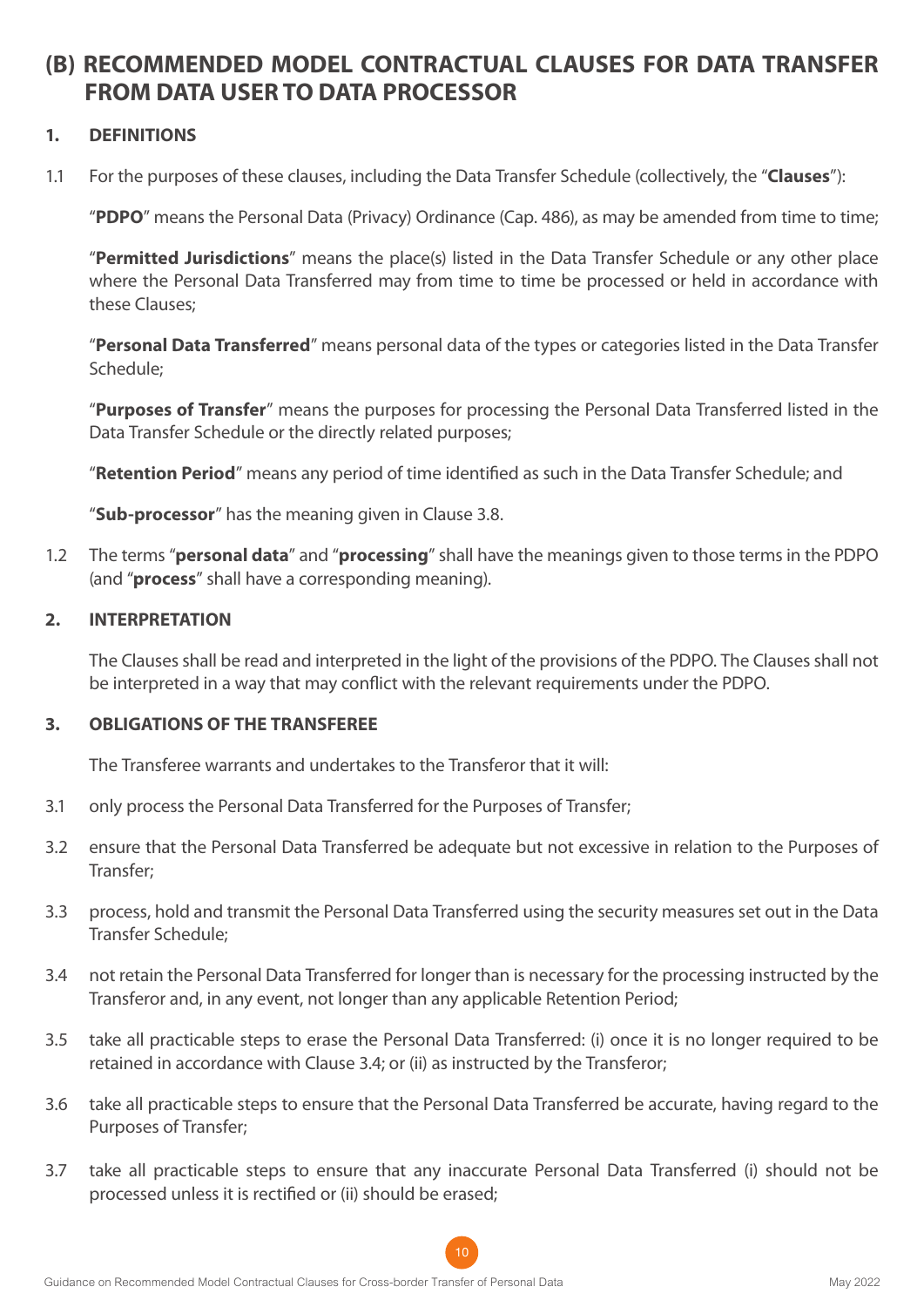## (B) RECOMMENDED MODEL CONTRACTUAL CLAUSES FOR DATA TRANSFER FROM DATA USER TO DATA PROCESSOR

### 1. DEFINITIONS

1.1 For the purposes of these clauses, including the Data Transfer Schedule (collectively, the "**Clauses**"):

"**PDPO**" means the Personal Data (Privacy) Ordinance (Cap. 486), as may be amended from time to time;

"**Permitted Jurisdictions**" means the place(s) listed in the Data Transfer Schedule or any other place where the Personal Data Transferred may from time to time be processed or held in accordance with these Clauses;

"**Personal Data Transferred**" means personal data of the types or categories listed in the Data Transfer Schedule;

"**Purposes of Transfer**" means the purposes for processing the Personal Data Transferred listed in the Data Transfer Schedule or the directly related purposes;

"**Retention Period**" means any period of time identified as such in the Data Transfer Schedule; and

"**Sub-processor**" has the meaning given in Clause 3.8.

1.2 The terms "**personal data**" and "**processing**" shall have the meanings given to those terms in the PDPO (and "**process**" shall have a corresponding meaning).

### 2. INTERPRETATION

The Clauses shall be read and interpreted in the light of the provisions of the PDPO. The Clauses shall not be interpreted in a way that may conflict with the relevant requirements under the PDPO.

### 3. OBLIGATIONS OF THE TRANSFEREE

The Transferee warrants and undertakes to the Transferor that it will:

3.1 only process the Personal Data Transferred for the Purposes of Transfer;

3.2 ensure that the Personal Data Transferred be adequate but not excessive in relation to the Purposes of Transfer;

3.3 process, hold and transmit the Personal Data Transferred using the security measures set out in the Data Transfer Schedule;

3.4 not retain the Personal Data Transferred for longer than is necessary for the processing instructed by the Transferor and, in any event, not longer than any applicable Retention Period;

3.5 take all practicable steps to erase the Personal Data Transferred: (i) once it is no longer required to be retained in accordance with Clause 3.4; or (ii) as instructed by the Transferor;

3.6 take all practicable steps to ensure that the Personal Data Transferred be accurate, having regard to the Purposes of Transfer;

3.7 take all practicable steps to ensure that any inaccurate Personal Data Transferred (i) should not be processed unless it is rectified or (ii) should be erased;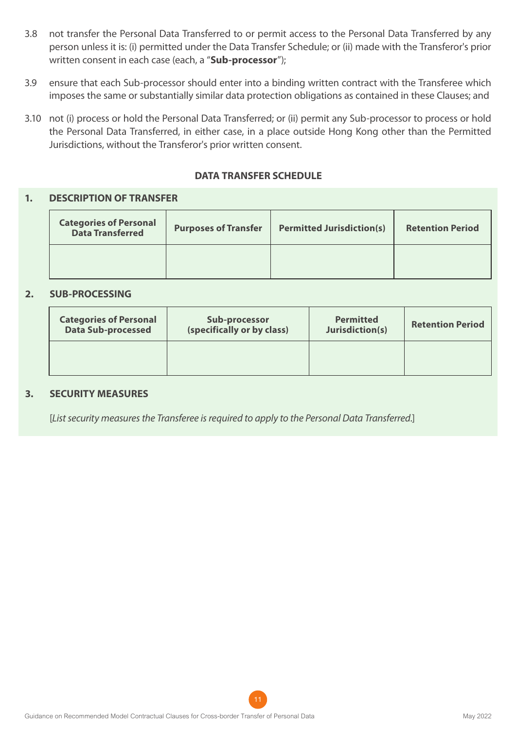3.8 not transfer the Personal Data Transferred to or permit access to the Personal Data Transferred by any person unless it is: (i) permitted under the Data Transfer Schedule; or (ii) made with the Transferor's prior written consent in each case (each, a "**Sub-processor**");

3.9 ensure that each Sub-processor should enter into a binding written contract with the Transferee which imposes the same or substantially similar data protection obligations as contained in these Clauses; and

3.10 not (i) process or hold the Personal Data Transferred; or (ii) permit any Sub-processor to process or hold the Personal Data Transferred, in either case, in a place outside Hong Kong other than the Permitted Jurisdictions, without the Transferor's prior written consent.

## DATA TRANSFER SCHEDULE

### 1. DESCRIPTION OF TRANSFER

| Categories of Personal Data Transferred | Purposes of Transfer | Permitted Jurisdiction(s) | Retention Period |
|---|---|---|---|
| | | | |

### 2. SUB-PROCESSING

| Categories of Personal Data Sub-processed | Sub-processor (specifically or by class) | Permitted Jurisdiction(s) | Retention Period |
|---|---|---|---|
| | | | |

### 3. SECURITY MEASURES

[*List security measures the Transferee is required to apply to the Personal Data Transferred.*]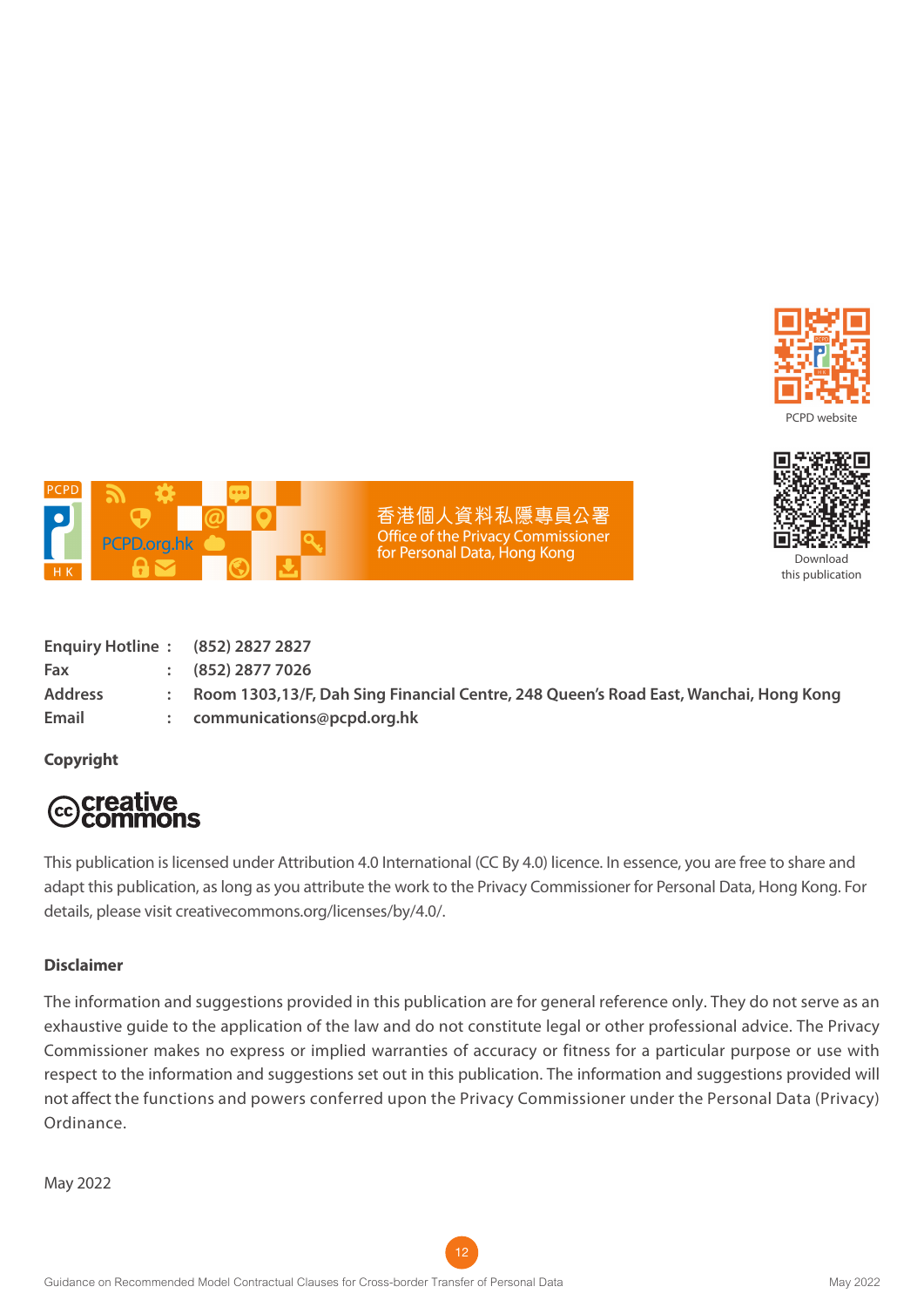PCPD website

PCPD
H K

PCPD.org.hk

香港個人資料私隱專員公署
Office of the Privacy Commissioner
for Personal Data, Hong Kong

Download
this publication

| | | |
|---|---|---|
| **Enquiry Hotline** | **:** | **(852) 2827 2827** |
| **Fax** | **:** | **(852) 2877 7026** |
| **Address** | **:** | **Room 1303,13/F, Dah Sing Financial Centre, 248 Queen's Road East, Wanchai, Hong Kong** |
| **Email** | **:** | **communications@pcpd.org.hk** |

**Copyright**

creative commons

This publication is licensed under Attribution 4.0 International (CC By 4.0) licence. In essence, you are free to share and adapt this publication, as long as you attribute the work to the Privacy Commissioner for Personal Data, Hong Kong. For details, please visit creativecommons.org/licenses/by/4.0/.

**Disclaimer**

The information and suggestions provided in this publication are for general reference only. They do not serve as an exhaustive guide to the application of the law and do not constitute legal or other professional advice. The Privacy Commissioner makes no express or implied warranties of accuracy or fitness for a particular purpose or use with respect to the information and suggestions set out in this publication. The information and suggestions provided will not affect the functions and powers conferred upon the Privacy Commissioner under the Personal Data (Privacy) Ordinance.

May 2022